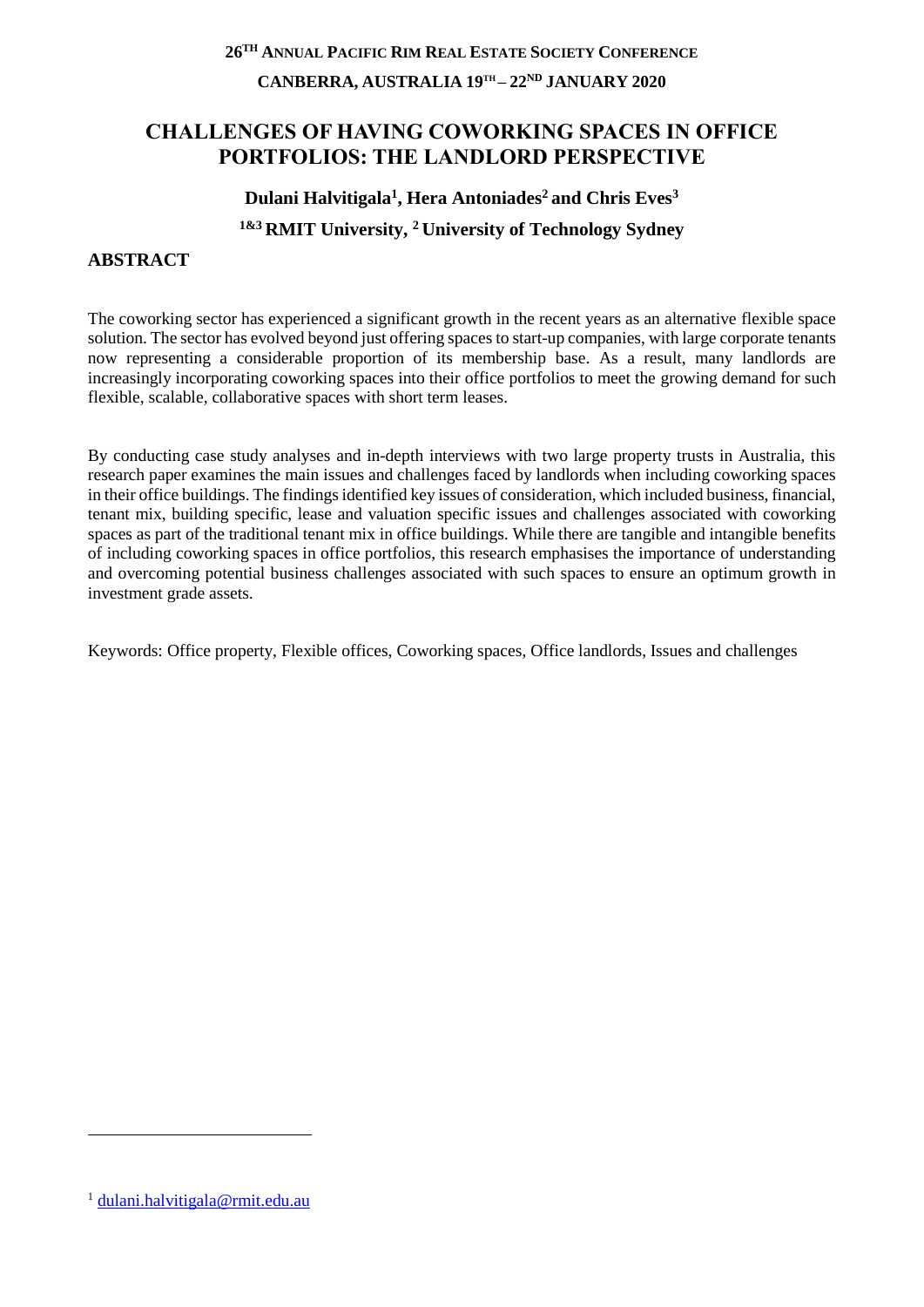**26TH ANNUAL PACIFIC RIM REAL ESTATE SOCIETY CONFERENCE**

**CANBERRA, AUSTRALIA 19TH – 22ND JANUARY 2020**

# CHALLENGES OF HAVING COWORKING SPACES IN OFFICE PORTFOLIOS: THE LANDLORD PERSPECTIVE

**Dulani Halvitigala[1], Hera Antoniades[2] and Chris Eves[3]**

**[1&3] RMIT University, [2] University of Technology Sydney**

## ABSTRACT

The coworking sector has experienced a significant growth in the recent years as an alternative flexible space solution. The sector has evolved beyond just offering spaces to start-up companies, with large corporate tenants now representing a considerable proportion of its membership base. As a result, many landlords are increasingly incorporating coworking spaces into their office portfolios to meet the growing demand for such flexible, scalable, collaborative spaces with short term leases.

By conducting case study analyses and in-depth interviews with two large property trusts in Australia, this research paper examines the main issues and challenges faced by landlords when including coworking spaces in their office buildings. The findings identified key issues of consideration, which included business, financial, tenant mix, building specific, lease and valuation specific issues and challenges associated with coworking spaces as part of the traditional tenant mix in office buildings. While there are tangible and intangible benefits of including coworking spaces in office portfolios, this research emphasises the importance of understanding and overcoming potential business challenges associated with such spaces to ensure an optimum growth in investment grade assets.

Keywords: Office property, Flexible offices, Coworking spaces, Office landlords, Issues and challenges

[1] dulani.halvitigala@rmit.edu.au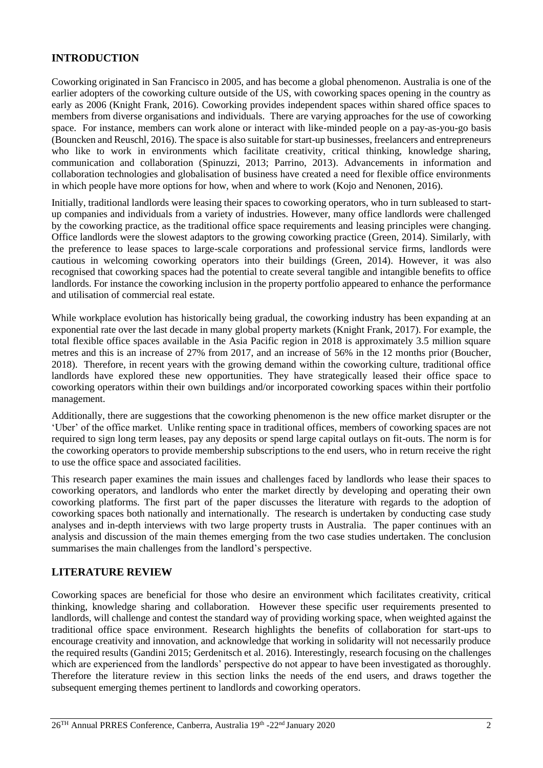## INTRODUCTION

Coworking originated in San Francisco in 2005, and has become a global phenomenon. Australia is one of the earlier adopters of the coworking culture outside of the US, with coworking spaces opening in the country as early as 2006 (Knight Frank, 2016). Coworking provides independent spaces within shared office spaces to members from diverse organisations and individuals. There are varying approaches for the use of coworking space. For instance, members can work alone or interact with like-minded people on a pay-as-you-go basis (Bouncken and Reuschl, 2016). The space is also suitable for start-up businesses, freelancers and entrepreneurs who like to work in environments which facilitate creativity, critical thinking, knowledge sharing, communication and collaboration (Spinuzzi, 2013; Parrino, 2013). Advancements in information and collaboration technologies and globalisation of business have created a need for flexible office environments in which people have more options for how, when and where to work (Kojo and Nenonen, 2016).

Initially, traditional landlords were leasing their spaces to coworking operators, who in turn subleased to start-up companies and individuals from a variety of industries. However, many office landlords were challenged by the coworking practice, as the traditional office space requirements and leasing principles were changing. Office landlords were the slowest adaptors to the growing coworking practice (Green, 2014). Similarly, with the preference to lease spaces to large-scale corporations and professional service firms, landlords were cautious in welcoming coworking operators into their buildings (Green, 2014). However, it was also recognised that coworking spaces had the potential to create several tangible and intangible benefits to office landlords. For instance the coworking inclusion in the property portfolio appeared to enhance the performance and utilisation of commercial real estate.

While workplace evolution has historically being gradual, the coworking industry has been expanding at an exponential rate over the last decade in many global property markets (Knight Frank, 2017). For example, the total flexible office spaces available in the Asia Pacific region in 2018 is approximately 3.5 million square metres and this is an increase of 27% from 2017, and an increase of 56% in the 12 months prior (Boucher, 2018). Therefore, in recent years with the growing demand within the coworking culture, traditional office landlords have explored these new opportunities. They have strategically leased their office space to coworking operators within their own buildings and/or incorporated coworking spaces within their portfolio management.

Additionally, there are suggestions that the coworking phenomenon is the new office market disrupter or the 'Uber' of the office market. Unlike renting space in traditional offices, members of coworking spaces are not required to sign long term leases, pay any deposits or spend large capital outlays on fit-outs. The norm is for the coworking operators to provide membership subscriptions to the end users, who in return receive the right to use the office space and associated facilities.

This research paper examines the main issues and challenges faced by landlords who lease their spaces to coworking operators, and landlords who enter the market directly by developing and operating their own coworking platforms. The first part of the paper discusses the literature with regards to the adoption of coworking spaces both nationally and internationally. The research is undertaken by conducting case study analyses and in-depth interviews with two large property trusts in Australia. The paper continues with an analysis and discussion of the main themes emerging from the two case studies undertaken. The conclusion summarises the main challenges from the landlord's perspective.

## LITERATURE REVIEW

Coworking spaces are beneficial for those who desire an environment which facilitates creativity, critical thinking, knowledge sharing and collaboration. However these specific user requirements presented to landlords, will challenge and contest the standard way of providing working space, when weighted against the traditional office space environment. Research highlights the benefits of collaboration for start-ups to encourage creativity and innovation, and acknowledge that working in solidarity will not necessarily produce the required results (Gandini 2015; Gerdenitsch et al. 2016). Interestingly, research focusing on the challenges which are experienced from the landlords' perspective do not appear to have been investigated as thoroughly. Therefore the literature review in this section links the needs of the end users, and draws together the subsequent emerging themes pertinent to landlords and coworking operators.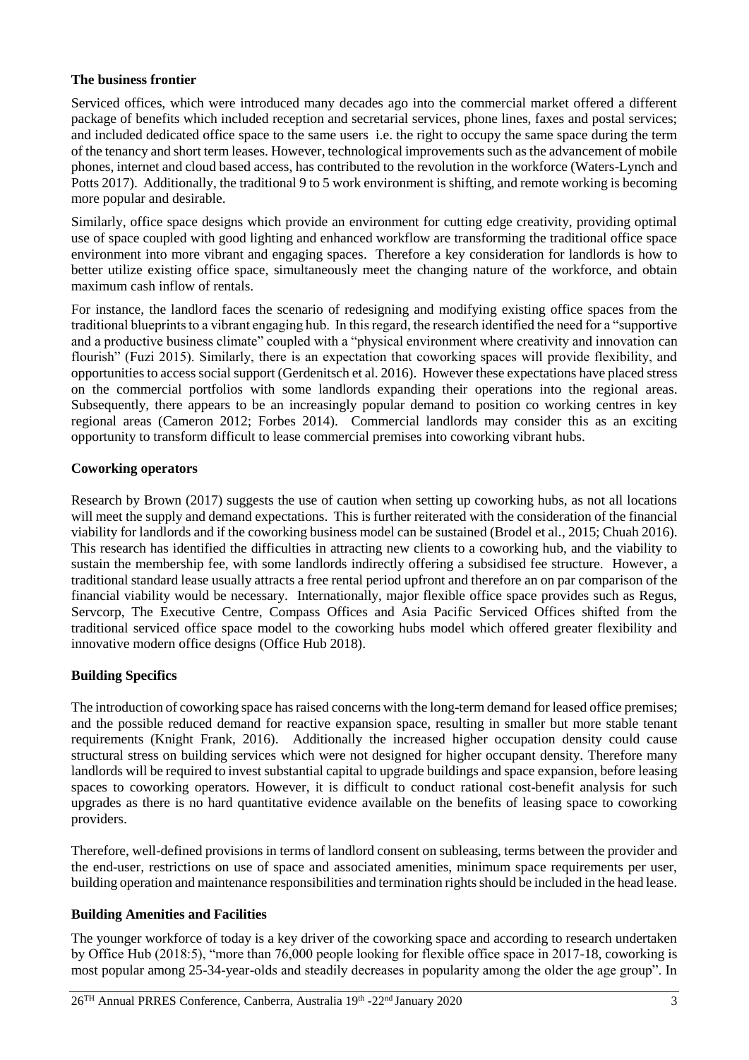### The business frontier

Serviced offices, which were introduced many decades ago into the commercial market offered a different package of benefits which included reception and secretarial services, phone lines, faxes and postal services; and included dedicated office space to the same users i.e. the right to occupy the same space during the term of the tenancy and short term leases. However, technological improvements such as the advancement of mobile phones, internet and cloud based access, has contributed to the revolution in the workforce (Waters-Lynch and Potts 2017). Additionally, the traditional 9 to 5 work environment is shifting, and remote working is becoming more popular and desirable.

Similarly, office space designs which provide an environment for cutting edge creativity, providing optimal use of space coupled with good lighting and enhanced workflow are transforming the traditional office space environment into more vibrant and engaging spaces. Therefore a key consideration for landlords is how to better utilize existing office space, simultaneously meet the changing nature of the workforce, and obtain maximum cash inflow of rentals.

For instance, the landlord faces the scenario of redesigning and modifying existing office spaces from the traditional blueprints to a vibrant engaging hub. In this regard, the research identified the need for a "supportive and a productive business climate" coupled with a "physical environment where creativity and innovation can flourish" (Fuzi 2015). Similarly, there is an expectation that coworking spaces will provide flexibility, and opportunities to access social support (Gerdenitsch et al. 2016). However these expectations have placed stress on the commercial portfolios with some landlords expanding their operations into the regional areas. Subsequently, there appears to be an increasingly popular demand to position co working centres in key regional areas (Cameron 2012; Forbes 2014). Commercial landlords may consider this as an exciting opportunity to transform difficult to lease commercial premises into coworking vibrant hubs.

### Coworking operators

Research by Brown (2017) suggests the use of caution when setting up coworking hubs, as not all locations will meet the supply and demand expectations. This is further reiterated with the consideration of the financial viability for landlords and if the coworking business model can be sustained (Brodel et al., 2015; Chuah 2016). This research has identified the difficulties in attracting new clients to a coworking hub, and the viability to sustain the membership fee, with some landlords indirectly offering a subsidised fee structure. However, a traditional standard lease usually attracts a free rental period upfront and therefore an on par comparison of the financial viability would be necessary. Internationally, major flexible office space provides such as Regus, Servcorp, The Executive Centre, Compass Offices and Asia Pacific Serviced Offices shifted from the traditional serviced office space model to the coworking hubs model which offered greater flexibility and innovative modern office designs (Office Hub 2018).

### Building Specifics

The introduction of coworking space has raised concerns with the long-term demand for leased office premises; and the possible reduced demand for reactive expansion space, resulting in smaller but more stable tenant requirements (Knight Frank, 2016). Additionally the increased higher occupation density could cause structural stress on building services which were not designed for higher occupant density. Therefore many landlords will be required to invest substantial capital to upgrade buildings and space expansion, before leasing spaces to coworking operators. However, it is difficult to conduct rational cost-benefit analysis for such upgrades as there is no hard quantitative evidence available on the benefits of leasing space to coworking providers.

Therefore, well-defined provisions in terms of landlord consent on subleasing, terms between the provider and the end-user, restrictions on use of space and associated amenities, minimum space requirements per user, building operation and maintenance responsibilities and termination rights should be included in the head lease.

### Building Amenities and Facilities

The younger workforce of today is a key driver of the coworking space and according to research undertaken by Office Hub (2018:5), "more than 76,000 people looking for flexible office space in 2017-18, coworking is most popular among 25-34-year-olds and steadily decreases in popularity among the older the age group". In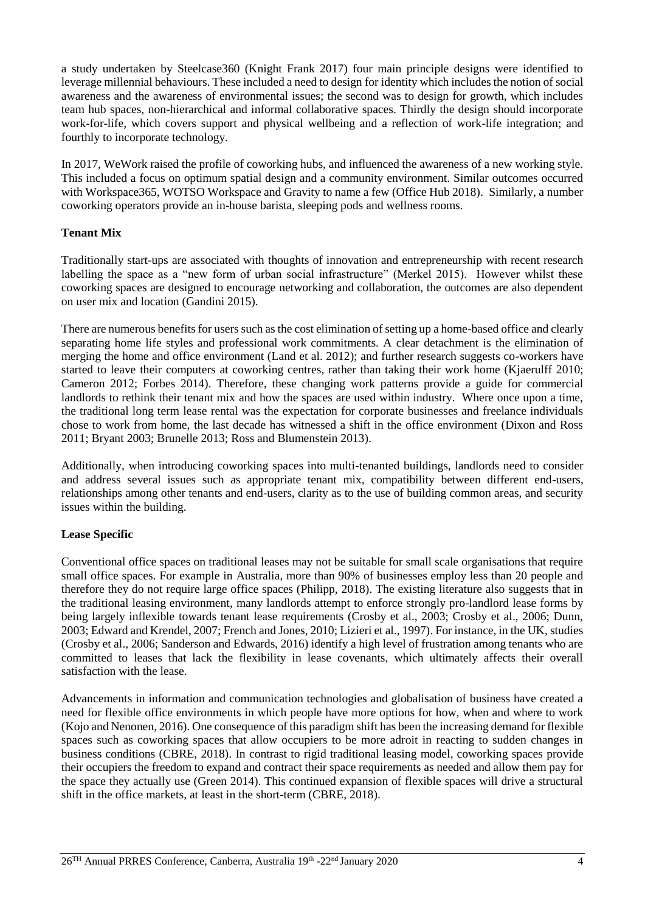a study undertaken by Steelcase360 (Knight Frank 2017) four main principle designs were identified to leverage millennial behaviours. These included a need to design for identity which includes the notion of social awareness and the awareness of environmental issues; the second was to design for growth, which includes team hub spaces, non-hierarchical and informal collaborative spaces. Thirdly the design should incorporate work-for-life, which covers support and physical wellbeing and a reflection of work-life integration; and fourthly to incorporate technology.

In 2017, WeWork raised the profile of coworking hubs, and influenced the awareness of a new working style. This included a focus on optimum spatial design and a community environment. Similar outcomes occurred with Workspace365, WOTSO Workspace and Gravity to name a few (Office Hub 2018). Similarly, a number coworking operators provide an in-house barista, sleeping pods and wellness rooms.

**Tenant Mix**

Traditionally start-ups are associated with thoughts of innovation and entrepreneurship with recent research labelling the space as a "new form of urban social infrastructure" (Merkel 2015). However whilst these coworking spaces are designed to encourage networking and collaboration, the outcomes are also dependent on user mix and location (Gandini 2015).

There are numerous benefits for users such as the cost elimination of setting up a home-based office and clearly separating home life styles and professional work commitments. A clear detachment is the elimination of merging the home and office environment (Land et al. 2012); and further research suggests co-workers have started to leave their computers at coworking centres, rather than taking their work home (Kjaerulff 2010; Cameron 2012; Forbes 2014). Therefore, these changing work patterns provide a guide for commercial landlords to rethink their tenant mix and how the spaces are used within industry. Where once upon a time, the traditional long term lease rental was the expectation for corporate businesses and freelance individuals chose to work from home, the last decade has witnessed a shift in the office environment (Dixon and Ross 2011; Bryant 2003; Brunelle 2013; Ross and Blumenstein 2013).

Additionally, when introducing coworking spaces into multi-tenanted buildings, landlords need to consider and address several issues such as appropriate tenant mix, compatibility between different end-users, relationships among other tenants and end-users, clarity as to the use of building common areas, and security issues within the building.

**Lease Specific**

Conventional office spaces on traditional leases may not be suitable for small scale organisations that require small office spaces. For example in Australia, more than 90% of businesses employ less than 20 people and therefore they do not require large office spaces (Philipp, 2018). The existing literature also suggests that in the traditional leasing environment, many landlords attempt to enforce strongly pro-landlord lease forms by being largely inflexible towards tenant lease requirements (Crosby et al., 2003; Crosby et al., 2006; Dunn, 2003; Edward and Krendel, 2007; French and Jones, 2010; Lizieri et al., 1997). For instance, in the UK, studies (Crosby et al., 2006; Sanderson and Edwards, 2016) identify a high level of frustration among tenants who are committed to leases that lack the flexibility in lease covenants, which ultimately affects their overall satisfaction with the lease.

Advancements in information and communication technologies and globalisation of business have created a need for flexible office environments in which people have more options for how, when and where to work (Kojo and Nenonen, 2016). One consequence of this paradigm shift has been the increasing demand for flexible spaces such as coworking spaces that allow occupiers to be more adroit in reacting to sudden changes in business conditions (CBRE, 2018). In contrast to rigid traditional leasing model, coworking spaces provide their occupiers the freedom to expand and contract their space requirements as needed and allow them pay for the space they actually use (Green 2014). This continued expansion of flexible spaces will drive a structural shift in the office markets, at least in the short-term (CBRE, 2018).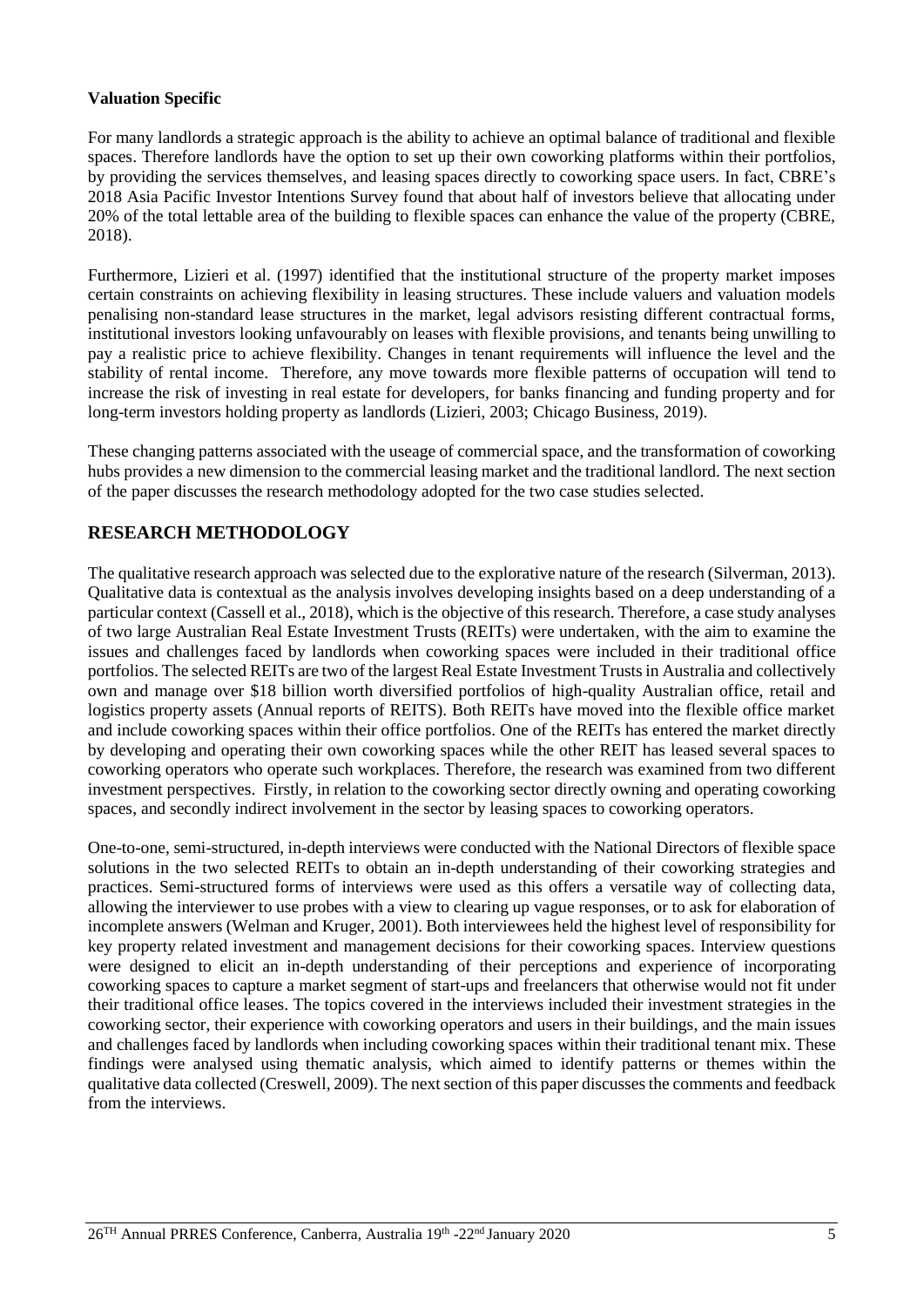**Valuation Specific**

For many landlords a strategic approach is the ability to achieve an optimal balance of traditional and flexible spaces. Therefore landlords have the option to set up their own coworking platforms within their portfolios, by providing the services themselves, and leasing spaces directly to coworking space users. In fact, CBRE's 2018 Asia Pacific Investor Intentions Survey found that about half of investors believe that allocating under 20% of the total lettable area of the building to flexible spaces can enhance the value of the property (CBRE, 2018).

Furthermore, Lizieri et al. (1997) identified that the institutional structure of the property market imposes certain constraints on achieving flexibility in leasing structures. These include valuers and valuation models penalising non-standard lease structures in the market, legal advisors resisting different contractual forms, institutional investors looking unfavourably on leases with flexible provisions, and tenants being unwilling to pay a realistic price to achieve flexibility. Changes in tenant requirements will influence the level and the stability of rental income. Therefore, any move towards more flexible patterns of occupation will tend to increase the risk of investing in real estate for developers, for banks financing and funding property and for long-term investors holding property as landlords (Lizieri, 2003; Chicago Business, 2019).

These changing patterns associated with the useage of commercial space, and the transformation of coworking hubs provides a new dimension to the commercial leasing market and the traditional landlord. The next section of the paper discusses the research methodology adopted for the two case studies selected.

## RESEARCH METHODOLOGY

The qualitative research approach was selected due to the explorative nature of the research (Silverman, 2013). Qualitative data is contextual as the analysis involves developing insights based on a deep understanding of a particular context (Cassell et al., 2018), which is the objective of this research. Therefore, a case study analyses of two large Australian Real Estate Investment Trusts (REITs) were undertaken, with the aim to examine the issues and challenges faced by landlords when coworking spaces were included in their traditional office portfolios. The selected REITs are two of the largest Real Estate Investment Trusts in Australia and collectively own and manage over $18 billion worth diversified portfolios of high-quality Australian office, retail and logistics property assets (Annual reports of REITS). Both REITs have moved into the flexible office market and include coworking spaces within their office portfolios. One of the REITs has entered the market directly by developing and operating their own coworking spaces while the other REIT has leased several spaces to coworking operators who operate such workplaces. Therefore, the research was examined from two different investment perspectives. Firstly, in relation to the coworking sector directly owning and operating coworking spaces, and secondly indirect involvement in the sector by leasing spaces to coworking operators.

One-to-one, semi-structured, in-depth interviews were conducted with the National Directors of flexible space solutions in the two selected REITs to obtain an in-depth understanding of their coworking strategies and practices. Semi-structured forms of interviews were used as this offers a versatile way of collecting data, allowing the interviewer to use probes with a view to clearing up vague responses, or to ask for elaboration of incomplete answers (Welman and Kruger, 2001). Both interviewees held the highest level of responsibility for key property related investment and management decisions for their coworking spaces. Interview questions were designed to elicit an in-depth understanding of their perceptions and experience of incorporating coworking spaces to capture a market segment of start-ups and freelancers that otherwise would not fit under their traditional office leases. The topics covered in the interviews included their investment strategies in the coworking sector, their experience with coworking operators and users in their buildings, and the main issues and challenges faced by landlords when including coworking spaces within their traditional tenant mix. These findings were analysed using thematic analysis, which aimed to identify patterns or themes within the qualitative data collected (Creswell, 2009). The next section of this paper discusses the comments and feedback from the interviews.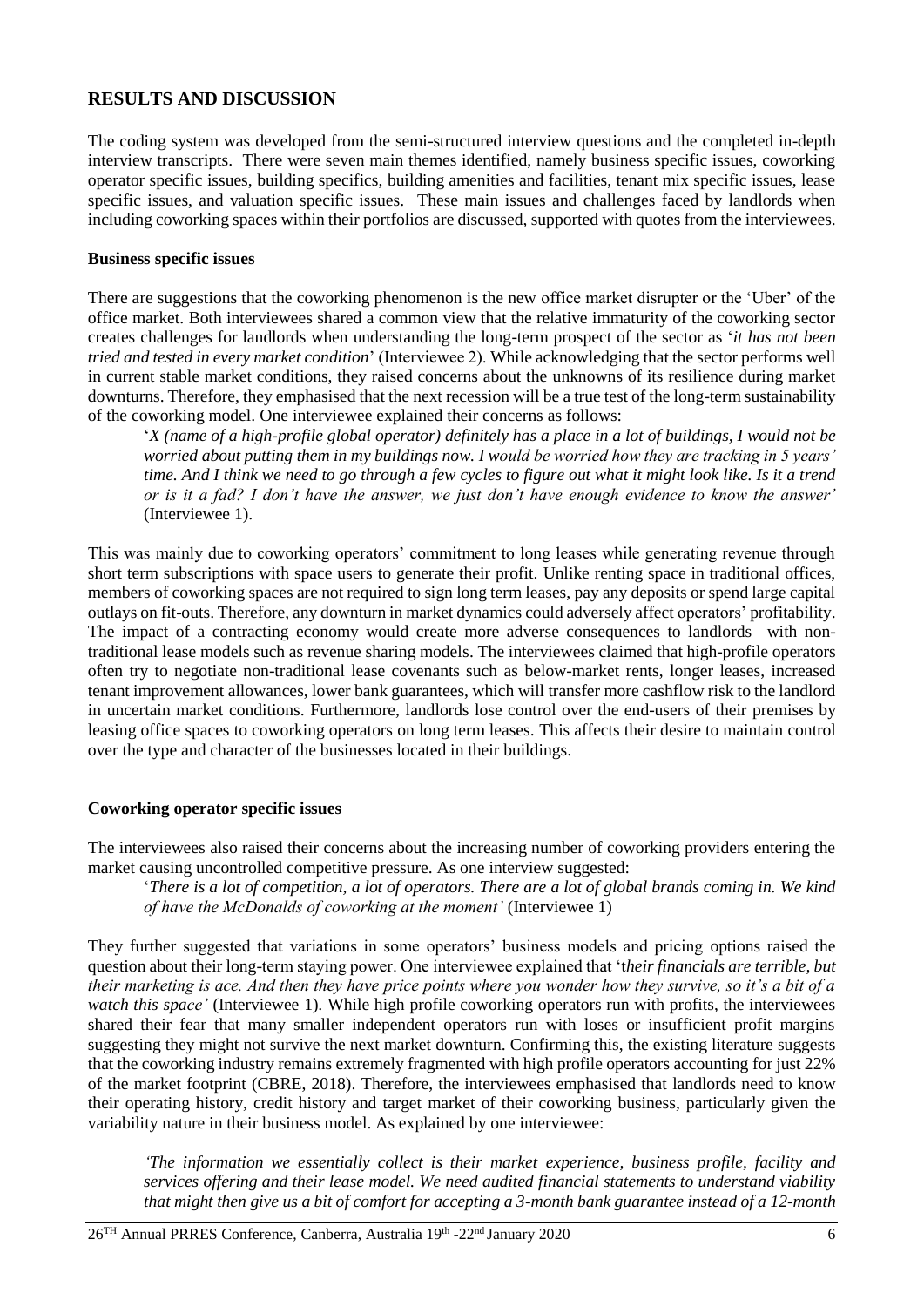## RESULTS AND DISCUSSION

The coding system was developed from the semi-structured interview questions and the completed in-depth interview transcripts. There were seven main themes identified, namely business specific issues, coworking operator specific issues, building specifics, building amenities and facilities, tenant mix specific issues, lease specific issues, and valuation specific issues. These main issues and challenges faced by landlords when including coworking spaces within their portfolios are discussed, supported with quotes from the interviewees.

### Business specific issues

There are suggestions that the coworking phenomenon is the new office market disrupter or the 'Uber' of the office market. Both interviewees shared a common view that the relative immaturity of the coworking sector creates challenges for landlords when understanding the long-term prospect of the sector as '*it has not been tried and tested in every market condition*' (Interviewee 2). While acknowledging that the sector performs well in current stable market conditions, they raised concerns about the unknowns of its resilience during market downturns. Therefore, they emphasised that the next recession will be a true test of the long-term sustainability of the coworking model. One interviewee explained their concerns as follows:

> '*X (name of a high-profile global operator) definitely has a place in a lot of buildings, I would not be worried about putting them in my buildings now. I would be worried how they are tracking in 5 years' time. And I think we need to go through a few cycles to figure out what it might look like. Is it a trend or is it a fad? I don't have the answer, we just don't have enough evidence to know the answer'* (Interviewee 1).

This was mainly due to coworking operators' commitment to long leases while generating revenue through short term subscriptions with space users to generate their profit. Unlike renting space in traditional offices, members of coworking spaces are not required to sign long term leases, pay any deposits or spend large capital outlays on fit-outs. Therefore, any downturn in market dynamics could adversely affect operators' profitability. The impact of a contracting economy would create more adverse consequences to landlords with non-traditional lease models such as revenue sharing models. The interviewees claimed that high-profile operators often try to negotiate non-traditional lease covenants such as below-market rents, longer leases, increased tenant improvement allowances, lower bank guarantees, which will transfer more cashflow risk to the landlord in uncertain market conditions. Furthermore, landlords lose control over the end-users of their premises by leasing office spaces to coworking operators on long term leases. This affects their desire to maintain control over the type and character of the businesses located in their buildings.

### Coworking operator specific issues

The interviewees also raised their concerns about the increasing number of coworking providers entering the market causing uncontrolled competitive pressure. As one interview suggested:

> '*There is a lot of competition, a lot of operators. There are a lot of global brands coming in. We kind of have the McDonalds of coworking at the moment'* (Interviewee 1)

They further suggested that variations in some operators' business models and pricing options raised the question about their long-term staying power. One interviewee explained that 't*heir financials are terrible, but their marketing is ace. And then they have price points where you wonder how they survive, so it's a bit of a watch this space'* (Interviewee 1). While high profile coworking operators run with profits, the interviewees shared their fear that many smaller independent operators run with loses or insufficient profit margins suggesting they might not survive the next market downturn. Confirming this, the existing literature suggests that the coworking industry remains extremely fragmented with high profile operators accounting for just 22% of the market footprint (CBRE, 2018). Therefore, the interviewees emphasised that landlords need to know their operating history, credit history and target market of their coworking business, particularly given the variability nature in their business model. As explained by one interviewee:

> *'The information we essentially collect is their market experience, business profile, facility and services offering and their lease model. We need audited financial statements to understand viability that might then give us a bit of comfort for accepting a 3-month bank guarantee instead of a 12-month*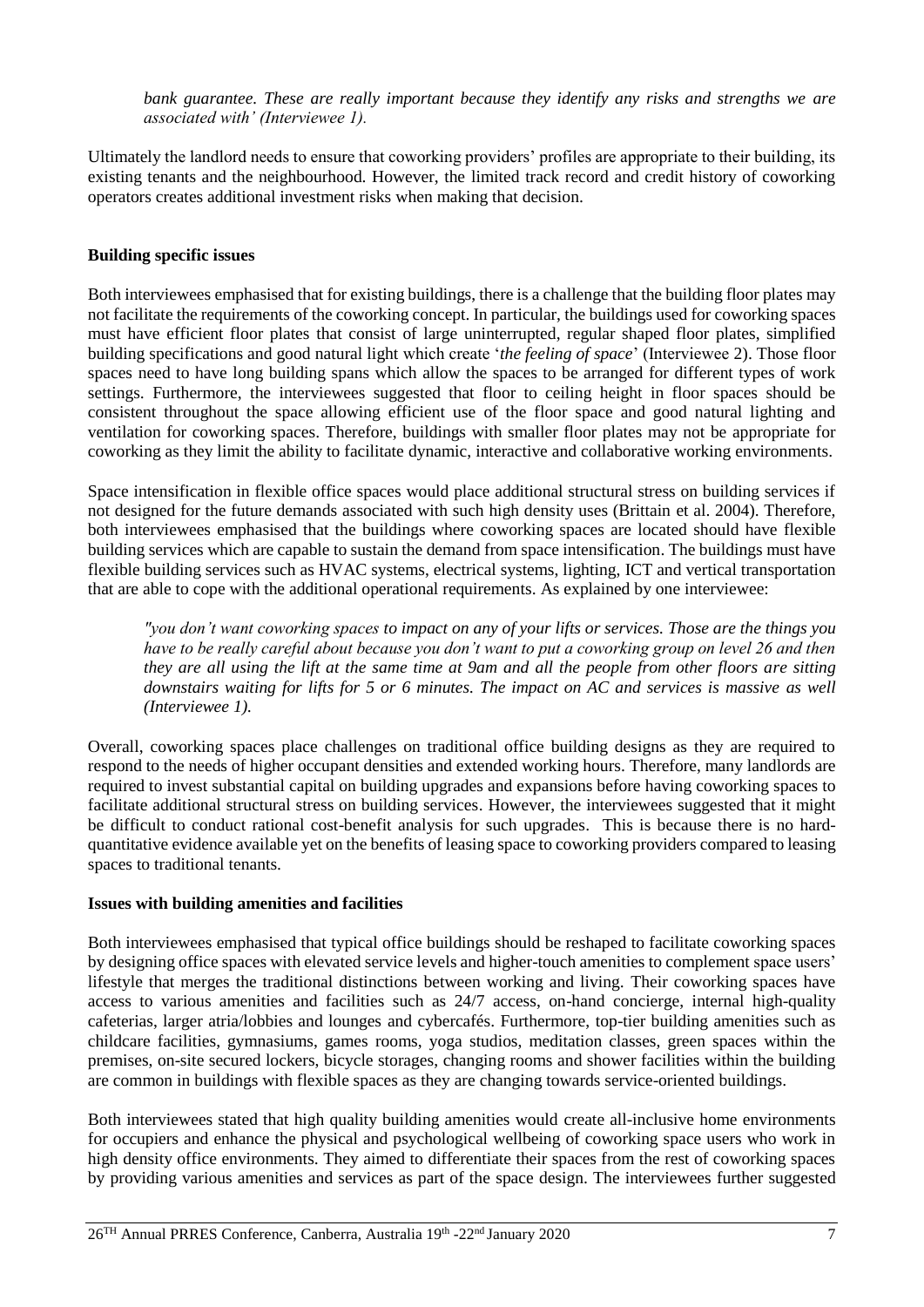*bank guarantee. These are really important because they identify any risks and strengths we are associated with' (Interviewee 1).*

Ultimately the landlord needs to ensure that coworking providers' profiles are appropriate to their building, its existing tenants and the neighbourhood. However, the limited track record and credit history of coworking operators creates additional investment risks when making that decision.

**Building specific issues**

Both interviewees emphasised that for existing buildings, there is a challenge that the building floor plates may not facilitate the requirements of the coworking concept. In particular, the buildings used for coworking spaces must have efficient floor plates that consist of large uninterrupted, regular shaped floor plates, simplified building specifications and good natural light which create '*the feeling of space*' (Interviewee 2). Those floor spaces need to have long building spans which allow the spaces to be arranged for different types of work settings. Furthermore, the interviewees suggested that floor to ceiling height in floor spaces should be consistent throughout the space allowing efficient use of the floor space and good natural lighting and ventilation for coworking spaces. Therefore, buildings with smaller floor plates may not be appropriate for coworking as they limit the ability to facilitate dynamic, interactive and collaborative working environments.

Space intensification in flexible office spaces would place additional structural stress on building services if not designed for the future demands associated with such high density uses (Brittain et al. 2004). Therefore, both interviewees emphasised that the buildings where coworking spaces are located should have flexible building services which are capable to sustain the demand from space intensification. The buildings must have flexible building services such as HVAC systems, electrical systems, lighting, ICT and vertical transportation that are able to cope with the additional operational requirements. As explained by one interviewee:

> *"you don't want coworking spaces to impact on any of your lifts or services. Those are the things you have to be really careful about because you don't want to put a coworking group on level 26 and then they are all using the lift at the same time at 9am and all the people from other floors are sitting downstairs waiting for lifts for 5 or 6 minutes. The impact on AC and services is massive as well (Interviewee 1).*

Overall, coworking spaces place challenges on traditional office building designs as they are required to respond to the needs of higher occupant densities and extended working hours. Therefore, many landlords are required to invest substantial capital on building upgrades and expansions before having coworking spaces to facilitate additional structural stress on building services. However, the interviewees suggested that it might be difficult to conduct rational cost-benefit analysis for such upgrades. This is because there is no hard-quantitative evidence available yet on the benefits of leasing space to coworking providers compared to leasing spaces to traditional tenants.

**Issues with building amenities and facilities**

Both interviewees emphasised that typical office buildings should be reshaped to facilitate coworking spaces by designing office spaces with elevated service levels and higher-touch amenities to complement space users' lifestyle that merges the traditional distinctions between working and living. Their coworking spaces have access to various amenities and facilities such as 24/7 access, on-hand concierge, internal high-quality cafeterias, larger atria/lobbies and lounges and cybercafés. Furthermore, top-tier building amenities such as childcare facilities, gymnasiums, games rooms, yoga studios, meditation classes, green spaces within the premises, on-site secured lockers, bicycle storages, changing rooms and shower facilities within the building are common in buildings with flexible spaces as they are changing towards service-oriented buildings.

Both interviewees stated that high quality building amenities would create all-inclusive home environments for occupiers and enhance the physical and psychological wellbeing of coworking space users who work in high density office environments. They aimed to differentiate their spaces from the rest of coworking spaces by providing various amenities and services as part of the space design. The interviewees further suggested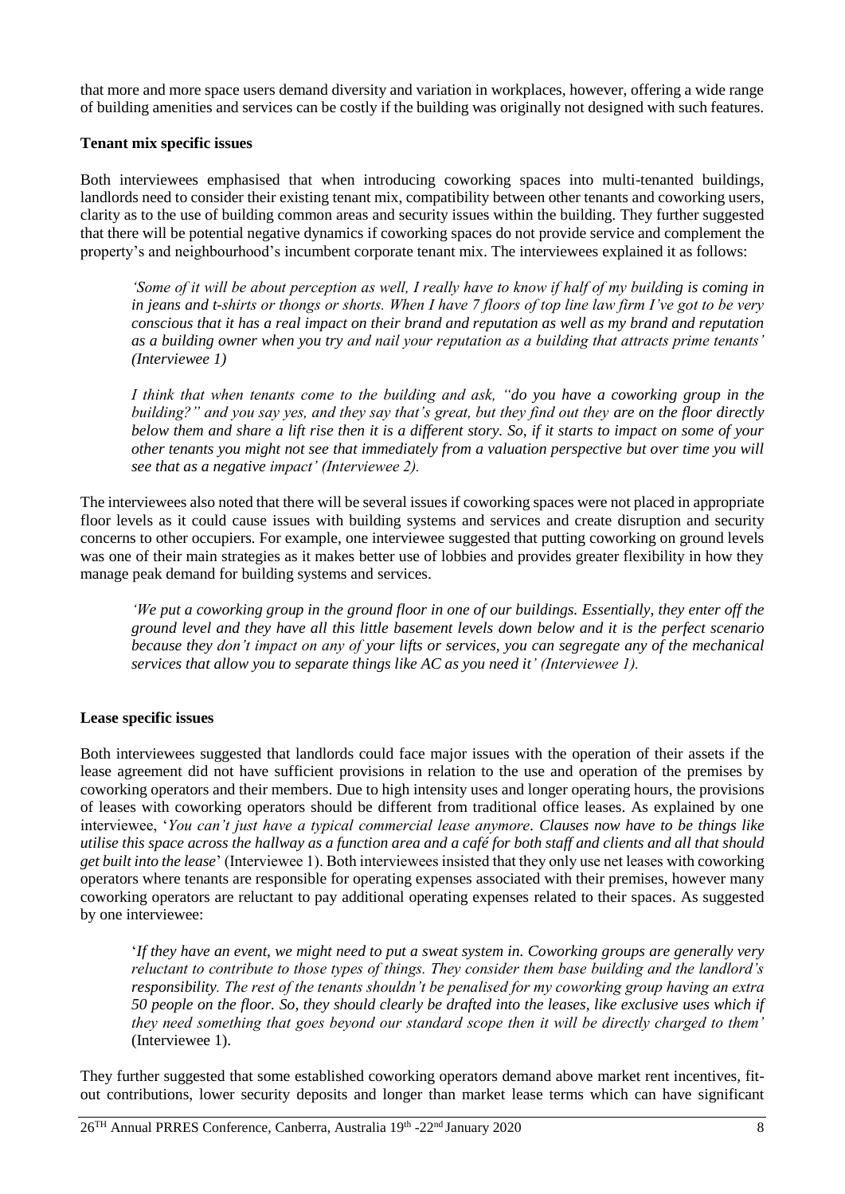that more and more space users demand diversity and variation in workplaces, however, offering a wide range of building amenities and services can be costly if the building was originally not designed with such features.

**Tenant mix specific issues**

Both interviewees emphasised that when introducing coworking spaces into multi-tenanted buildings, landlords need to consider their existing tenant mix, compatibility between other tenants and coworking users, clarity as to the use of building common areas and security issues within the building. They further suggested that there will be potential negative dynamics if coworking spaces do not provide service and complement the property's and neighbourhood's incumbent corporate tenant mix. The interviewees explained it as follows:

> *'Some of it will be about perception as well, I really have to know if half of my building is coming in in jeans and t-shirts or thongs or shorts. When I have 7 floors of top line law firm I've got to be very conscious that it has a real impact on their brand and reputation as well as my brand and reputation as a building owner when you try and nail your reputation as a building that attracts prime tenants' (Interviewee 1)*

> *I think that when tenants come to the building and ask, "do you have a coworking group in the building?" and you say yes, and they say that's great, but they find out they are on the floor directly below them and share a lift rise then it is a different story. So, if it starts to impact on some of your other tenants you might not see that immediately from a valuation perspective but over time you will see that as a negative impact' (Interviewee 2).*

The interviewees also noted that there will be several issues if coworking spaces were not placed in appropriate floor levels as it could cause issues with building systems and services and create disruption and security concerns to other occupiers. For example, one interviewee suggested that putting coworking on ground levels was one of their main strategies as it makes better use of lobbies and provides greater flexibility in how they manage peak demand for building systems and services.

> *'We put a coworking group in the ground floor in one of our buildings. Essentially, they enter off the ground level and they have all this little basement levels down below and it is the perfect scenario because they don't impact on any of your lifts or services, you can segregate any of the mechanical services that allow you to separate things like AC as you need it' (Interviewee 1).*

**Lease specific issues**

Both interviewees suggested that landlords could face major issues with the operation of their assets if the lease agreement did not have sufficient provisions in relation to the use and operation of the premises by coworking operators and their members. Due to high intensity uses and longer operating hours, the provisions of leases with coworking operators should be different from traditional office leases. As explained by one interviewee, '*You can't just have a typical commercial lease anymore. Clauses now have to be things like utilise this space across the hallway as a function area and a café for both staff and clients and all that should get built into the lease*' (Interviewee 1). Both interviewees insisted that they only use net leases with coworking operators where tenants are responsible for operating expenses associated with their premises, however many coworking operators are reluctant to pay additional operating expenses related to their spaces. As suggested by one interviewee:

> '*If they have an event, we might need to put a sweat system in. Coworking groups are generally very reluctant to contribute to those types of things. They consider them base building and the landlord's responsibility. The rest of the tenants shouldn't be penalised for my coworking group having an extra 50 people on the floor. So, they should clearly be drafted into the leases, like exclusive uses which if they need something that goes beyond our standard scope then it will be directly charged to them'* (Interviewee 1).

They further suggested that some established coworking operators demand above market rent incentives, fit-out contributions, lower security deposits and longer than market lease terms which can have significant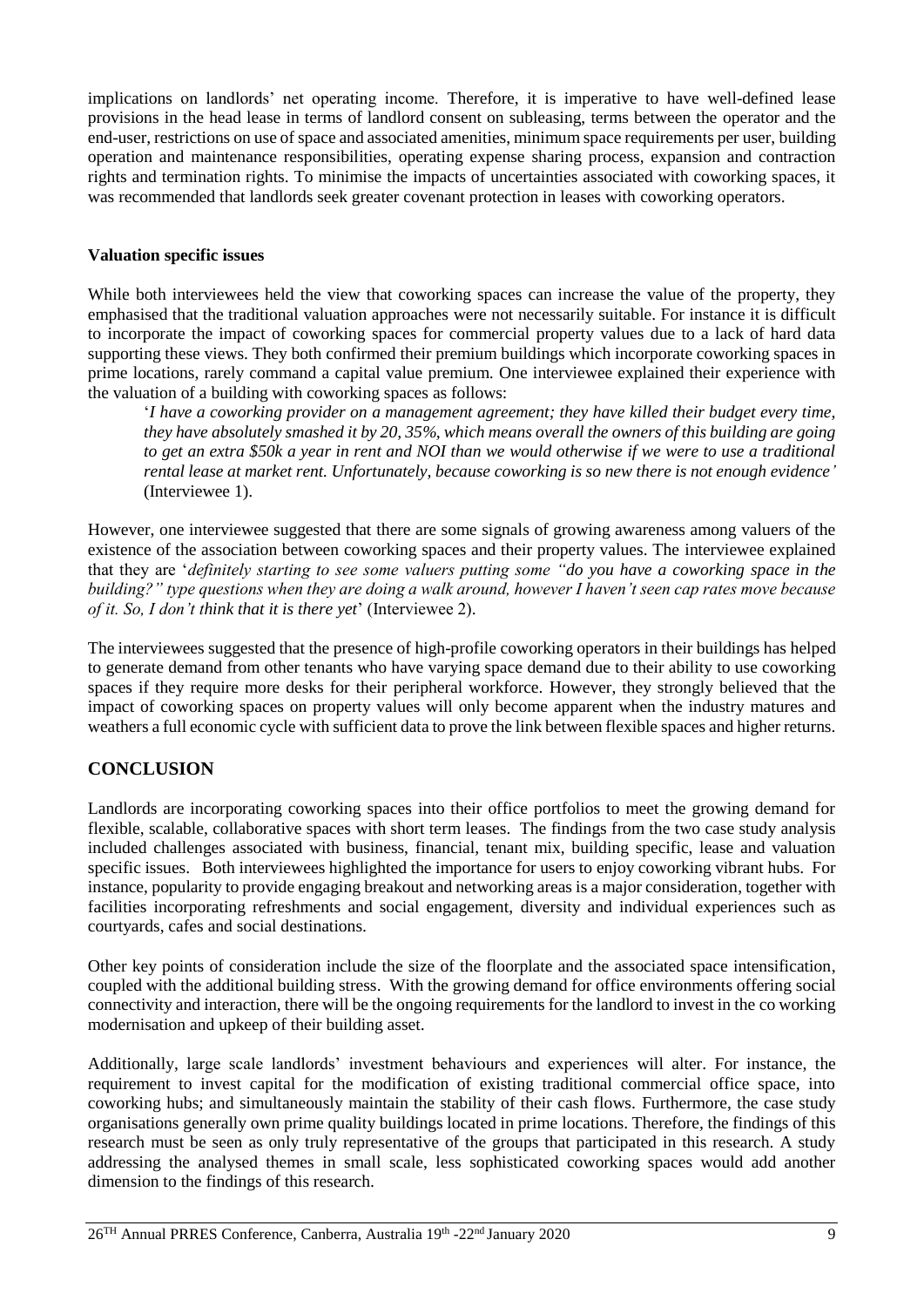implications on landlords' net operating income. Therefore, it is imperative to have well-defined lease provisions in the head lease in terms of landlord consent on subleasing, terms between the operator and the end-user, restrictions on use of space and associated amenities, minimum space requirements per user, building operation and maintenance responsibilities, operating expense sharing process, expansion and contraction rights and termination rights. To minimise the impacts of uncertainties associated with coworking spaces, it was recommended that landlords seek greater covenant protection in leases with coworking operators.

**Valuation specific issues**

While both interviewees held the view that coworking spaces can increase the value of the property, they emphasised that the traditional valuation approaches were not necessarily suitable. For instance it is difficult to incorporate the impact of coworking spaces for commercial property values due to a lack of hard data supporting these views. They both confirmed their premium buildings which incorporate coworking spaces in prime locations, rarely command a capital value premium. One interviewee explained their experience with the valuation of a building with coworking spaces as follows:

> '*I have a coworking provider on a management agreement; they have killed their budget every time, they have absolutely smashed it by 20, 35%, which means overall the owners of this building are going to get an extra $50k a year in rent and NOI than we would otherwise if we were to use a traditional rental lease at market rent. Unfortunately, because coworking is so new there is not enough evidence'* (Interviewee 1).

However, one interviewee suggested that there are some signals of growing awareness among valuers of the existence of the association between coworking spaces and their property values. The interviewee explained that they are '*definitely starting to see some valuers putting some "do you have a coworking space in the building?" type questions when they are doing a walk around, however I haven't seen cap rates move because of it. So, I don't think that it is there yet*' (Interviewee 2).

The interviewees suggested that the presence of high-profile coworking operators in their buildings has helped to generate demand from other tenants who have varying space demand due to their ability to use coworking spaces if they require more desks for their peripheral workforce. However, they strongly believed that the impact of coworking spaces on property values will only become apparent when the industry matures and weathers a full economic cycle with sufficient data to prove the link between flexible spaces and higher returns.

## CONCLUSION

Landlords are incorporating coworking spaces into their office portfolios to meet the growing demand for flexible, scalable, collaborative spaces with short term leases. The findings from the two case study analysis included challenges associated with business, financial, tenant mix, building specific, lease and valuation specific issues. Both interviewees highlighted the importance for users to enjoy coworking vibrant hubs. For instance, popularity to provide engaging breakout and networking areas is a major consideration, together with facilities incorporating refreshments and social engagement, diversity and individual experiences such as courtyards, cafes and social destinations.

Other key points of consideration include the size of the floorplate and the associated space intensification, coupled with the additional building stress. With the growing demand for office environments offering social connectivity and interaction, there will be the ongoing requirements for the landlord to invest in the co working modernisation and upkeep of their building asset.

Additionally, large scale landlords' investment behaviours and experiences will alter. For instance, the requirement to invest capital for the modification of existing traditional commercial office space, into coworking hubs; and simultaneously maintain the stability of their cash flows. Furthermore, the case study organisations generally own prime quality buildings located in prime locations. Therefore, the findings of this research must be seen as only truly representative of the groups that participated in this research. A study addressing the analysed themes in small scale, less sophisticated coworking spaces would add another dimension to the findings of this research.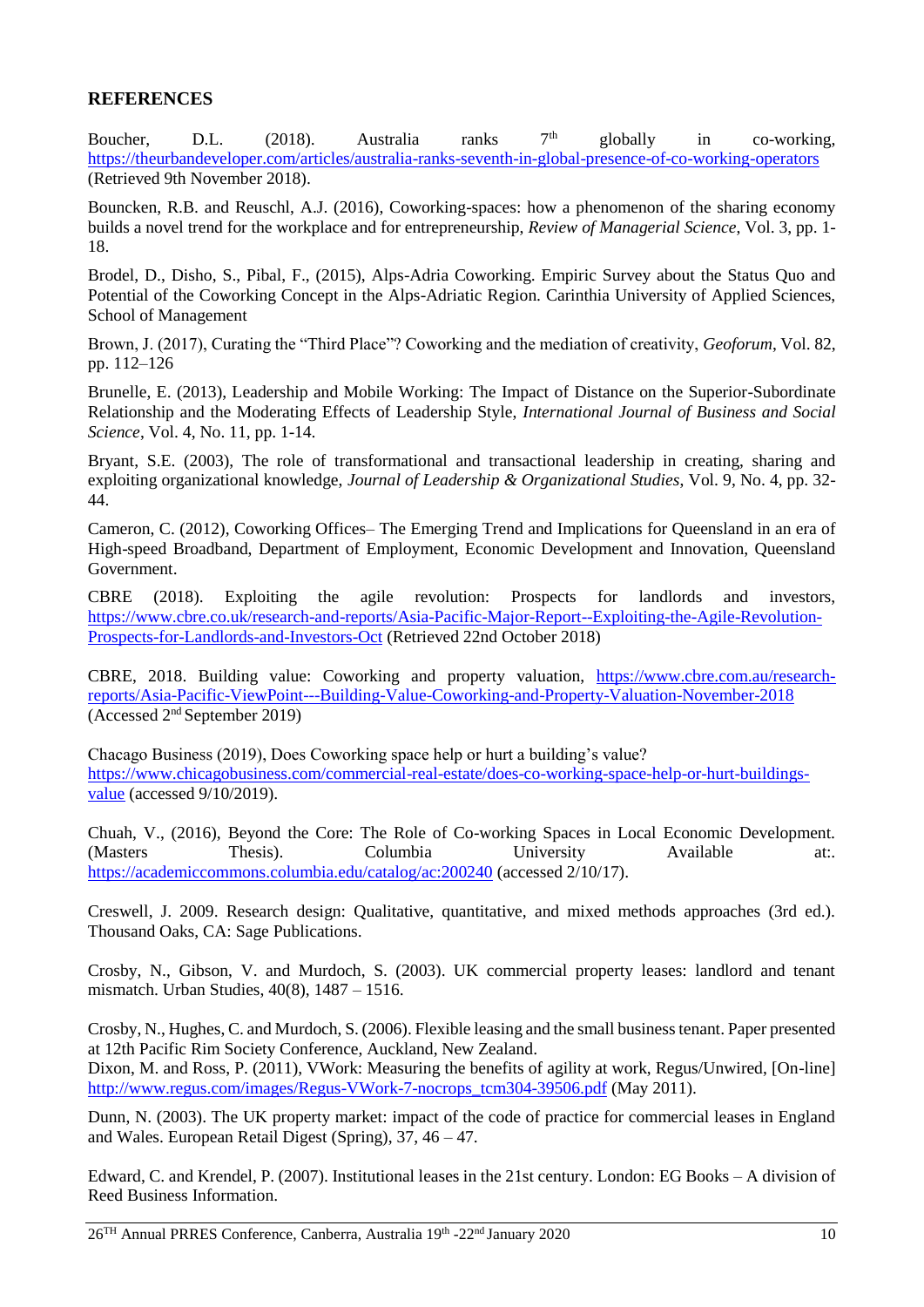## REFERENCES

Boucher, D.L. (2018). Australia ranks 7th globally in co-working, https://theurbandeveloper.com/articles/australia-ranks-seventh-in-global-presence-of-co-working-operators (Retrieved 9th November 2018).

Bouncken, R.B. and Reuschl, A.J. (2016), Coworking-spaces: how a phenomenon of the sharing economy builds a novel trend for the workplace and for entrepreneurship, *Review of Managerial Science*, Vol. 3, pp. 1-18.

Brodel, D., Disho, S., Pibal, F., (2015), Alps-Adria Coworking. Empiric Survey about the Status Quo and Potential of the Coworking Concept in the Alps-Adriatic Region. Carinthia University of Applied Sciences, School of Management

Brown, J. (2017), Curating the "Third Place"? Coworking and the mediation of creativity, *Geoforum*, Vol. 82, pp. 112–126

Brunelle, E. (2013), Leadership and Mobile Working: The Impact of Distance on the Superior-Subordinate Relationship and the Moderating Effects of Leadership Style, *International Journal of Business and Social Science*, Vol. 4, No. 11, pp. 1-14.

Bryant, S.E. (2003), The role of transformational and transactional leadership in creating, sharing and exploiting organizational knowledge, *Journal of Leadership & Organizational Studies*, Vol. 9, No. 4, pp. 32-44.

Cameron, C. (2012), Coworking Offices– The Emerging Trend and Implications for Queensland in an era of High-speed Broadband, Department of Employment, Economic Development and Innovation, Queensland Government.

CBRE (2018). Exploiting the agile revolution: Prospects for landlords and investors, https://www.cbre.co.uk/research-and-reports/Asia-Pacific-Major-Report--Exploiting-the-Agile-Revolution-Prospects-for-Landlords-and-Investors-Oct (Retrieved 22nd October 2018)

CBRE, 2018. Building value: Coworking and property valuation, https://www.cbre.com.au/research-reports/Asia-Pacific-ViewPoint---Building-Value-Coworking-and-Property-Valuation-November-2018 (Accessed 2nd September 2019)

Chacago Business (2019), Does Coworking space help or hurt a building's value? https://www.chicagobusiness.com/commercial-real-estate/does-co-working-space-help-or-hurt-buildings-value (accessed 9/10/2019).

Chuah, V., (2016), Beyond the Core: The Role of Co-working Spaces in Local Economic Development. (Masters Thesis). Columbia University Available at:. https://academiccommons.columbia.edu/catalog/ac:200240 (accessed 2/10/17).

Creswell, J. 2009. Research design: Qualitative, quantitative, and mixed methods approaches (3rd ed.). Thousand Oaks, CA: Sage Publications.

Crosby, N., Gibson, V. and Murdoch, S. (2003). UK commercial property leases: landlord and tenant mismatch. Urban Studies, 40(8), 1487 – 1516.

Crosby, N., Hughes, C. and Murdoch, S. (2006). Flexible leasing and the small business tenant. Paper presented at 12th Pacific Rim Society Conference, Auckland, New Zealand.

Dixon, M. and Ross, P. (2011), VWork: Measuring the benefits of agility at work, Regus/Unwired, [On-line] http://www.regus.com/images/Regus-VWork-7-nocrops_tcm304-39506.pdf (May 2011).

Dunn, N. (2003). The UK property market: impact of the code of practice for commercial leases in England and Wales. European Retail Digest (Spring), 37, 46 – 47.

Edward, C. and Krendel, P. (2007). Institutional leases in the 21st century. London: EG Books – A division of Reed Business Information.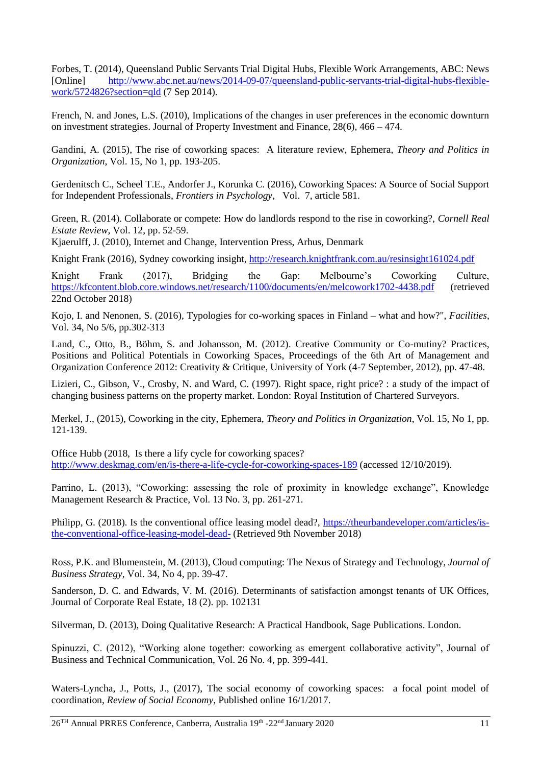Forbes, T. (2014), Queensland Public Servants Trial Digital Hubs, Flexible Work Arrangements, ABC: News [Online] http://www.abc.net.au/news/2014-09-07/queensland-public-servants-trial-digital-hubs-flexible-work/5724826?section=qld (7 Sep 2014).

French, N. and Jones, L.S. (2010), Implications of the changes in user preferences in the economic downturn on investment strategies. Journal of Property Investment and Finance, 28(6), 466 – 474.

Gandini, A. (2015), The rise of coworking spaces: A literature review, Ephemera, *Theory and Politics in Organization*, Vol. 15, No 1, pp. 193-205.

Gerdenitsch C., Scheel T.E., Andorfer J., Korunka C. (2016), Coworking Spaces: A Source of Social Support for Independent Professionals, *Frontiers in Psychology*, Vol. 7, article 581.

Green, R. (2014). Collaborate or compete: How do landlords respond to the rise in coworking?, *Cornell Real Estate Review*, Vol. 12, pp. 52-59.

Kjaerulff, J. (2010), Internet and Change, Intervention Press, Arhus, Denmark

Knight Frank (2016), Sydney coworking insight, http://research.knightfrank.com.au/resinsight161024.pdf

Knight Frank (2017), Bridging the Gap: Melbourne's Coworking Culture, https://kfcontent.blob.core.windows.net/research/1100/documents/en/melcowork1702-4438.pdf (retrieved 22nd October 2018)

Kojo, I. and Nenonen, S. (2016), Typologies for co-working spaces in Finland – what and how?", *Facilities*, Vol. 34, No 5/6, pp.302-313

Land, C., Otto, B., Böhm, S. and Johansson, M. (2012). Creative Community or Co-mutiny? Practices, Positions and Political Potentials in Coworking Spaces, Proceedings of the 6th Art of Management and Organization Conference 2012: Creativity & Critique, University of York (4-7 September, 2012), pp. 47-48.

Lizieri, C., Gibson, V., Crosby, N. and Ward, C. (1997). Right space, right price? : a study of the impact of changing business patterns on the property market. London: Royal Institution of Chartered Surveyors.

Merkel, J., (2015), Coworking in the city, Ephemera, *Theory and Politics in Organization*, Vol. 15, No 1, pp. 121-139.

Office Hubb (2018, Is there a lify cycle for coworking spaces? http://www.deskmag.com/en/is-there-a-life-cycle-for-coworking-spaces-189 (accessed 12/10/2019).

Parrino, L. (2013), "Coworking: assessing the role of proximity in knowledge exchange", Knowledge Management Research & Practice, Vol. 13 No. 3, pp. 261-271.

Philipp, G. (2018). Is the conventional office leasing model dead?, https://theurbandeveloper.com/articles/is-the-conventional-office-leasing-model-dead- (Retrieved 9th November 2018)

Ross, P.K. and Blumenstein, M. (2013), Cloud computing: The Nexus of Strategy and Technology, *Journal of Business Strategy*, Vol. 34, No 4, pp. 39-47.

Sanderson, D. C. and Edwards, V. M. (2016). Determinants of satisfaction amongst tenants of UK Offices, Journal of Corporate Real Estate, 18 (2). pp. 102131

Silverman, D. (2013), Doing Qualitative Research: A Practical Handbook, Sage Publications. London.

Spinuzzi, C. (2012), "Working alone together: coworking as emergent collaborative activity", Journal of Business and Technical Communication, Vol. 26 No. 4, pp. 399-441.

Waters-Lyncha, J., Potts, J., (2017), The social economy of coworking spaces: a focal point model of coordination, *Review of Social Economy*, Published online 16/1/2017.